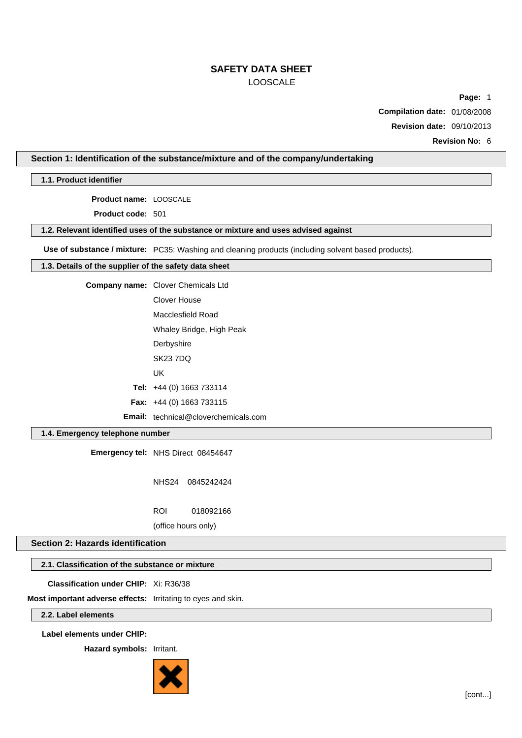# SAFETY DATA SHEET

LOOSCALE

**Compilation date:** 01/08/2008

**Revision date:** 09/10/2013

**Revision No:** 6

## Section 1: Identification of the substance/mixture and of the company/undertaking

### 1.1. Product identifier

**Product name:** LOOSCALE

**Product code:** 501

### 1.2. Relevant identified uses of the substance or mixture and uses advised against

**Use of substance / mixture:** PC35: Washing and cleaning products (including solvent based products).

### 1.3. Details of the supplier of the safety data sheet

**Company name:** Clover Chemicals Ltd
Clover House
Macclesfield Road
Whaley Bridge, High Peak
Derbyshire
SK23 7DQ
UK

**Tel:** +44 (0) 1663 733114

**Fax:** +44 (0) 1663 733115

**Email:** technical@cloverchemicals.com

### 1.4. Emergency telephone number

**Emergency tel:** NHS Direct 08454647

NHS24 0845242424

ROI 018092166

(office hours only)

## Section 2: Hazards identification

### 2.1. Classification of the substance or mixture

**Classification under CHIP:** Xi: R36/38

**Most important adverse effects:** Irritating to eyes and skin.

### 2.2. Label elements

**Label elements under CHIP:**

**Hazard symbols:** Irritant.

[cont...]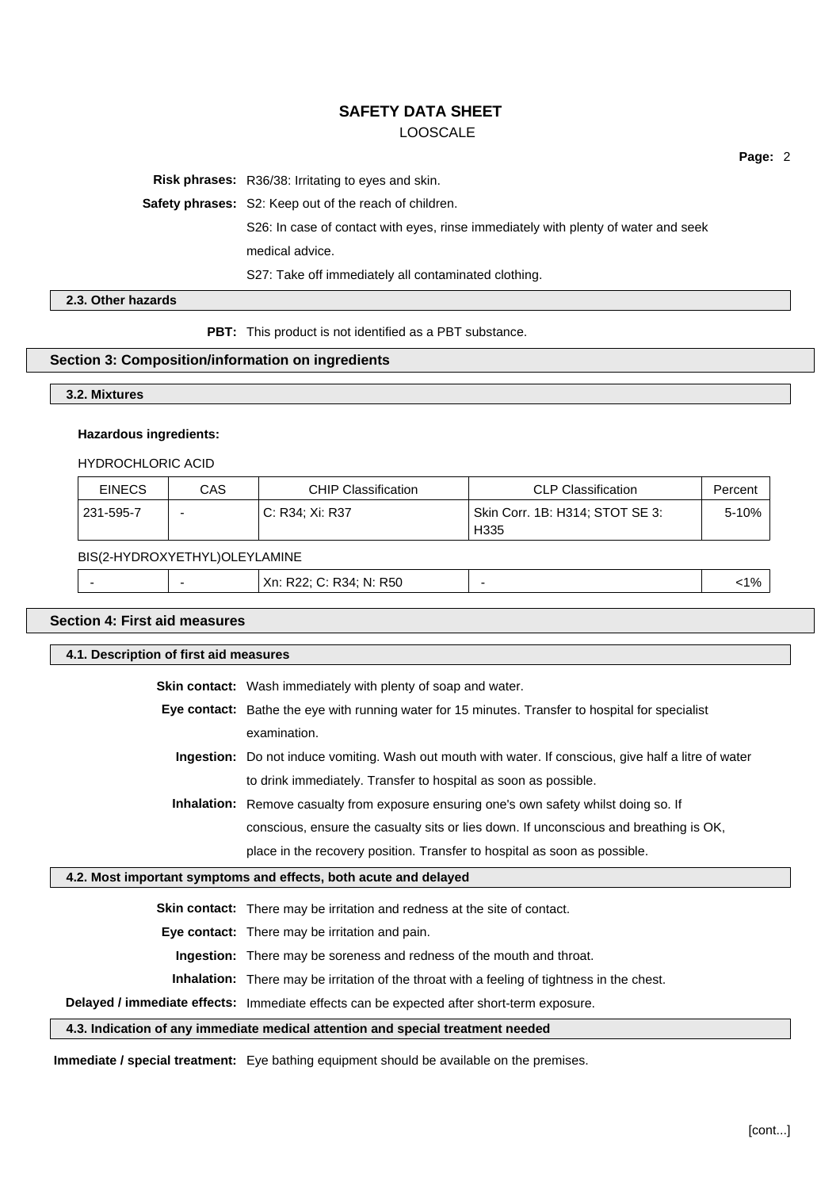**Risk phrases:** R36/38: Irritating to eyes and skin.

**Safety phrases:** S2: Keep out of the reach of children.

S26: In case of contact with eyes, rinse immediately with plenty of water and seek medical advice.

S27: Take off immediately all contaminated clothing.

### 2.3. Other hazards

**PBT:** This product is not identified as a PBT substance.

## Section 3: Composition/information on ingredients

### 3.2. Mixtures

**Hazardous ingredients:**

HYDROCHLORIC ACID

| EINECS | CAS | CHIP Classification | CLP Classification | Percent |
|---|---|---|---|---|
| 231-595-7 | - | C: R34; Xi: R37 | Skin Corr. 1B: H314; STOT SE 3: H335 | 5-10% |

BIS(2-HYDROXYETHYL)OLEYLAMINE

| EINECS | CAS | CHIP Classification | CLP Classification | Percent |
|---|---|---|---|---|
| - | - | Xn: R22; C: R34; N: R50 | - | <1% |

## Section 4: First aid measures

### 4.1. Description of first aid measures

**Skin contact:** Wash immediately with plenty of soap and water.

**Eye contact:** Bathe the eye with running water for 15 minutes. Transfer to hospital for specialist examination.

**Ingestion:** Do not induce vomiting. Wash out mouth with water. If conscious, give half a litre of water to drink immediately. Transfer to hospital as soon as possible.

**Inhalation:** Remove casualty from exposure ensuring one's own safety whilst doing so. If conscious, ensure the casualty sits or lies down. If unconscious and breathing is OK, place in the recovery position. Transfer to hospital as soon as possible.

### 4.2. Most important symptoms and effects, both acute and delayed

**Skin contact:** There may be irritation and redness at the site of contact.

**Eye contact:** There may be irritation and pain.

**Ingestion:** There may be soreness and redness of the mouth and throat.

**Inhalation:** There may be irritation of the throat with a feeling of tightness in the chest.

**Delayed / immediate effects:** Immediate effects can be expected after short-term exposure.

### 4.3. Indication of any immediate medical attention and special treatment needed

**Immediate / special treatment:** Eye bathing equipment should be available on the premises.

[cont...]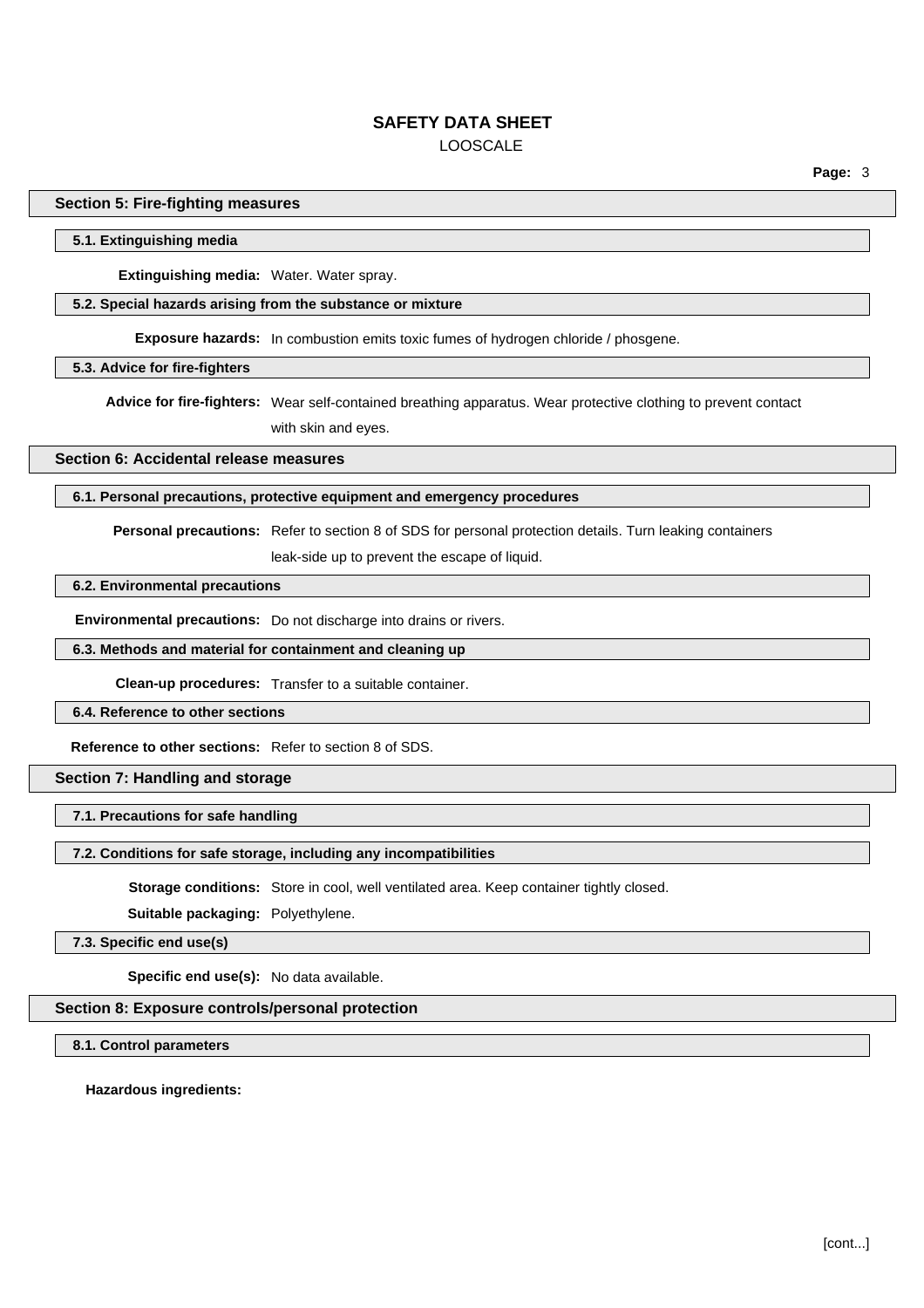## Section 5: Fire-fighting measures

### 5.1. Extinguishing media

**Extinguishing media:** Water. Water spray.

### 5.2. Special hazards arising from the substance or mixture

**Exposure hazards:** In combustion emits toxic fumes of hydrogen chloride / phosgene.

### 5.3. Advice for fire-fighters

**Advice for fire-fighters:** Wear self-contained breathing apparatus. Wear protective clothing to prevent contact with skin and eyes.

## Section 6: Accidental release measures

### 6.1. Personal precautions, protective equipment and emergency procedures

**Personal precautions:** Refer to section 8 of SDS for personal protection details. Turn leaking containers leak-side up to prevent the escape of liquid.

### 6.2. Environmental precautions

**Environmental precautions:** Do not discharge into drains or rivers.

### 6.3. Methods and material for containment and cleaning up

**Clean-up procedures:** Transfer to a suitable container.

### 6.4. Reference to other sections

**Reference to other sections:** Refer to section 8 of SDS.

## Section 7: Handling and storage

### 7.1. Precautions for safe handling

### 7.2. Conditions for safe storage, including any incompatibilities

**Storage conditions:** Store in cool, well ventilated area. Keep container tightly closed.

**Suitable packaging:** Polyethylene.

### 7.3. Specific end use(s)

**Specific end use(s):** No data available.

## Section 8: Exposure controls/personal protection

### 8.1. Control parameters

**Hazardous ingredients:**

[cont...]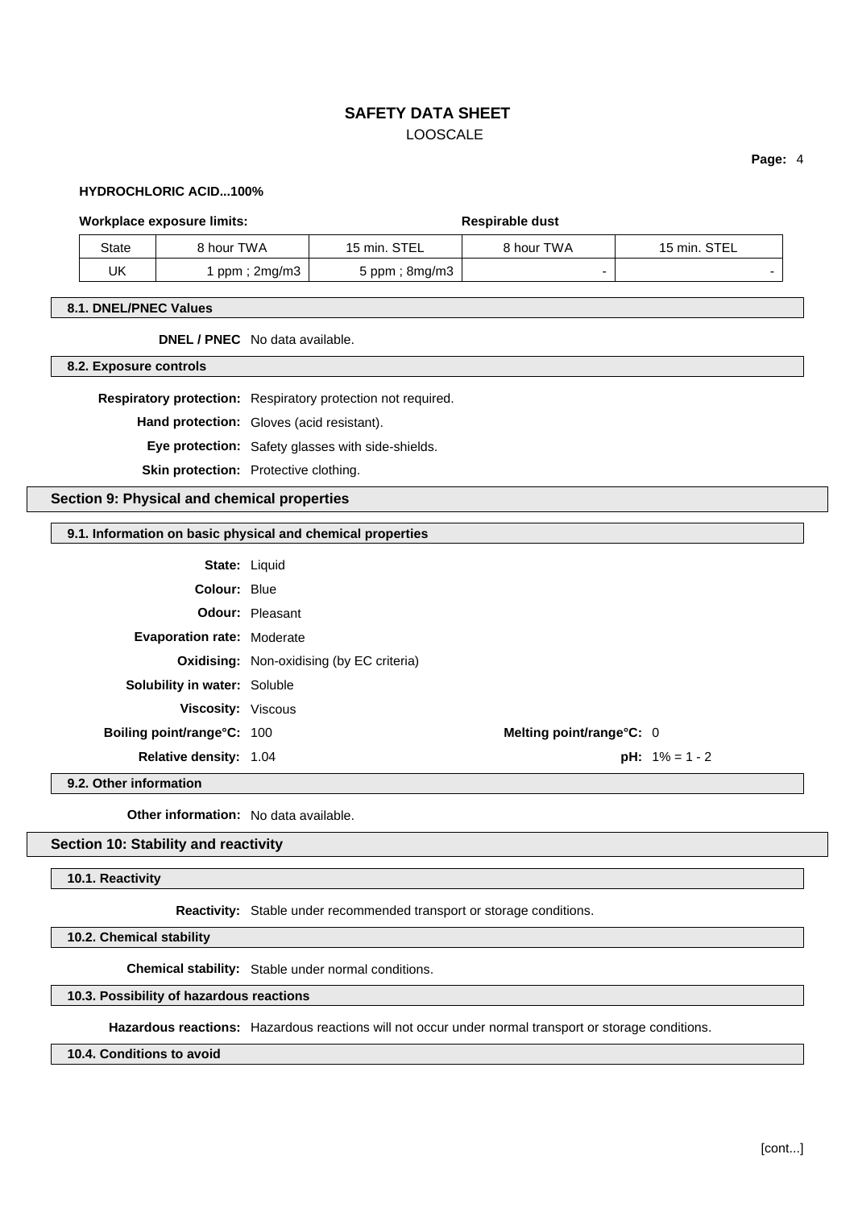**HYDROCHLORIC ACID...100%**

| **Workplace exposure limits:** | | | **Respirable dust** | |
|---|---|---|---|---|
| State | 8 hour TWA | 15 min. STEL | 8 hour TWA | 15 min. STEL |
| UK | 1 ppm ; 2mg/m3 | 5 ppm ; 8mg/m3 | - | - |

### 8.1. DNEL/PNEC Values

**DNEL / PNEC** No data available.

### 8.2. Exposure controls

**Respiratory protection:** Respiratory protection not required.

**Hand protection:** Gloves (acid resistant).

**Eye protection:** Safety glasses with side-shields.

**Skin protection:** Protective clothing.

## Section 9: Physical and chemical properties

### 9.1. Information on basic physical and chemical properties

**State:** Liquid

**Colour:** Blue

**Odour:** Pleasant

**Evaporation rate:** Moderate

**Oxidising:** Non-oxidising (by EC criteria)

**Solubility in water:** Soluble

**Viscosity:** Viscous

**Boiling point/range°C:** 100

**Melting point/range°C:** 0

**Relative density:** 1.04

**pH:** 1% = 1 - 2

### 9.2. Other information

**Other information:** No data available.

## Section 10: Stability and reactivity

### 10.1. Reactivity

**Reactivity:** Stable under recommended transport or storage conditions.

### 10.2. Chemical stability

**Chemical stability:** Stable under normal conditions.

### 10.3. Possibility of hazardous reactions

**Hazardous reactions:** Hazardous reactions will not occur under normal transport or storage conditions.

### 10.4. Conditions to avoid

[cont...]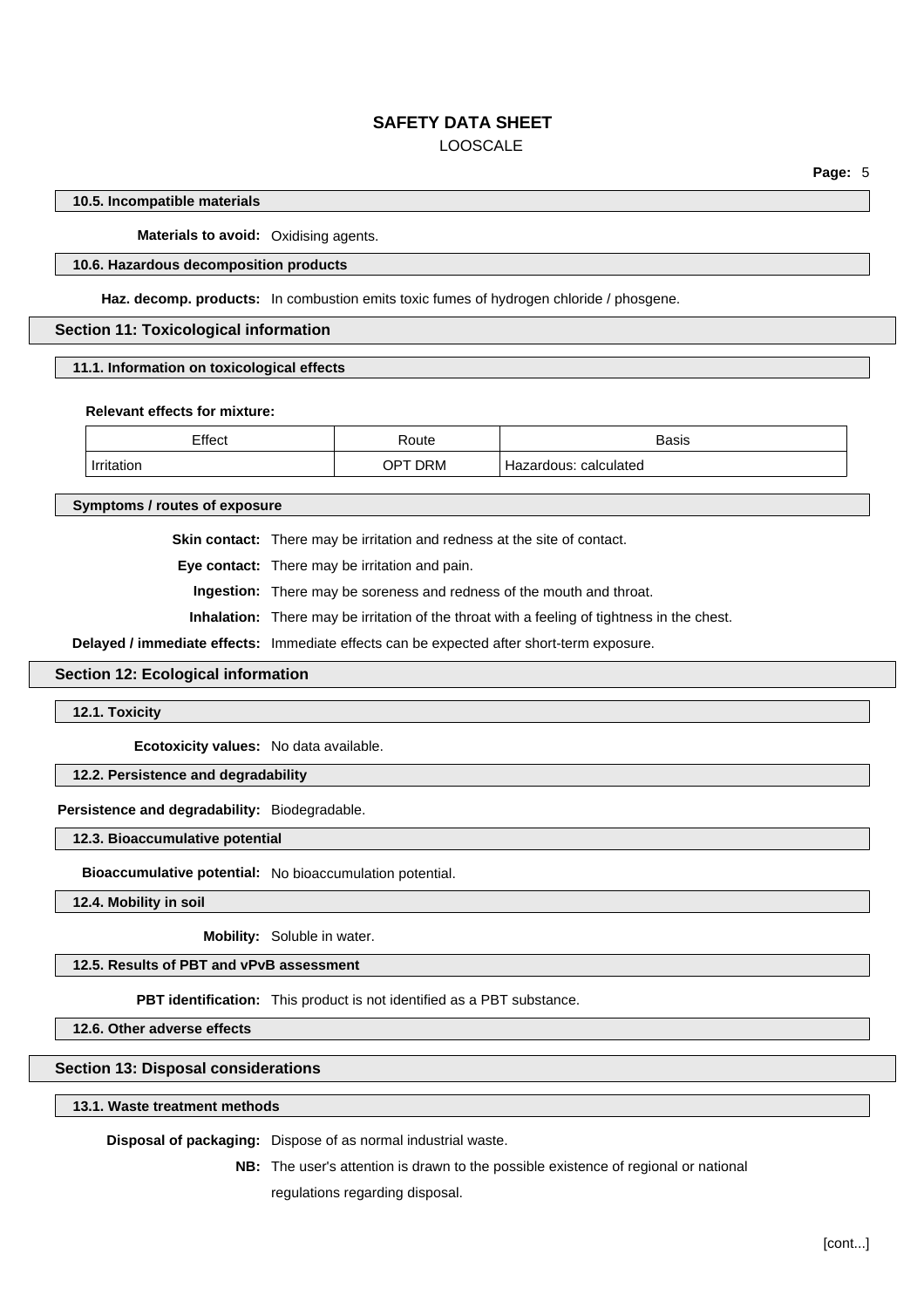#### 10.5. Incompatible materials

**Materials to avoid:** Oxidising agents.

#### 10.6. Hazardous decomposition products

**Haz. decomp. products:** In combustion emits toxic fumes of hydrogen chloride / phosgene.

## Section 11: Toxicological information

#### 11.1. Information on toxicological effects

**Relevant effects for mixture:**

| Effect | Route | Basis |
| --- | --- | --- |
| Irritation | OPT DRM | Hazardous: calculated |

#### Symptoms / routes of exposure

**Skin contact:** There may be irritation and redness at the site of contact.

**Eye contact:** There may be irritation and pain.

**Ingestion:** There may be soreness and redness of the mouth and throat.

**Inhalation:** There may be irritation of the throat with a feeling of tightness in the chest.

**Delayed / immediate effects:** Immediate effects can be expected after short-term exposure.

## Section 12: Ecological information

#### 12.1. Toxicity

**Ecotoxicity values:** No data available.

#### 12.2. Persistence and degradability

**Persistence and degradability:** Biodegradable.

#### 12.3. Bioaccumulative potential

**Bioaccumulative potential:** No bioaccumulation potential.

#### 12.4. Mobility in soil

**Mobility:** Soluble in water.

#### 12.5. Results of PBT and vPvB assessment

**PBT identification:** This product is not identified as a PBT substance.

#### 12.6. Other adverse effects

## Section 13: Disposal considerations

#### 13.1. Waste treatment methods

**Disposal of packaging:** Dispose of as normal industrial waste.

**NB:** The user's attention is drawn to the possible existence of regional or national regulations regarding disposal.

[cont...]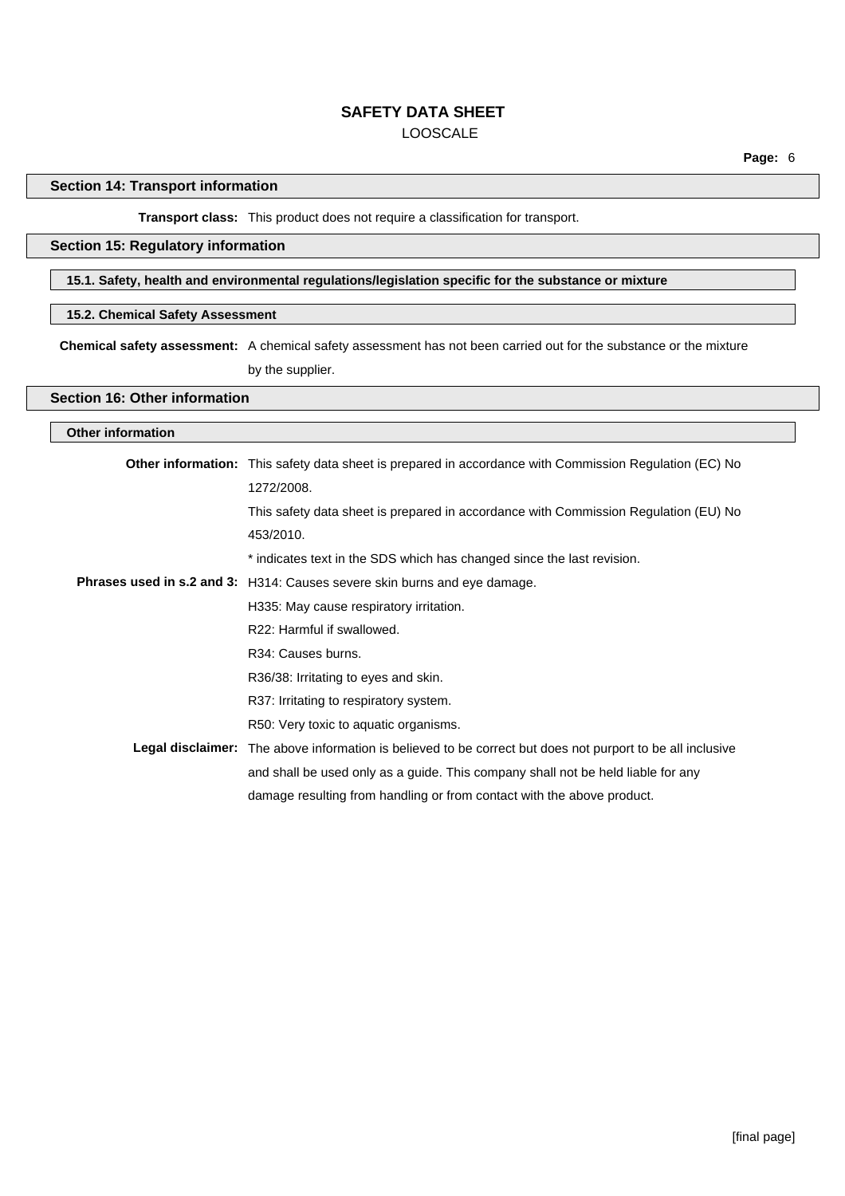## Section 14: Transport information

**Transport class:** This product does not require a classification for transport.

## Section 15: Regulatory information

### 15.1. Safety, health and environmental regulations/legislation specific for the substance or mixture

### 15.2. Chemical Safety Assessment

**Chemical safety assessment:** A chemical safety assessment has not been carried out for the substance or the mixture by the supplier.

## Section 16: Other information

### Other information

**Other information:** This safety data sheet is prepared in accordance with Commission Regulation (EC) No 1272/2008.

This safety data sheet is prepared in accordance with Commission Regulation (EU) No 453/2010.

* indicates text in the SDS which has changed since the last revision.

**Phrases used in s.2 and 3:** H314: Causes severe skin burns and eye damage.

H335: May cause respiratory irritation.

R22: Harmful if swallowed.

R34: Causes burns.

R36/38: Irritating to eyes and skin.

R37: Irritating to respiratory system.

R50: Very toxic to aquatic organisms.

**Legal disclaimer:** The above information is believed to be correct but does not purport to be all inclusive and shall be used only as a guide. This company shall not be held liable for any damage resulting from handling or from contact with the above product.

[final page]